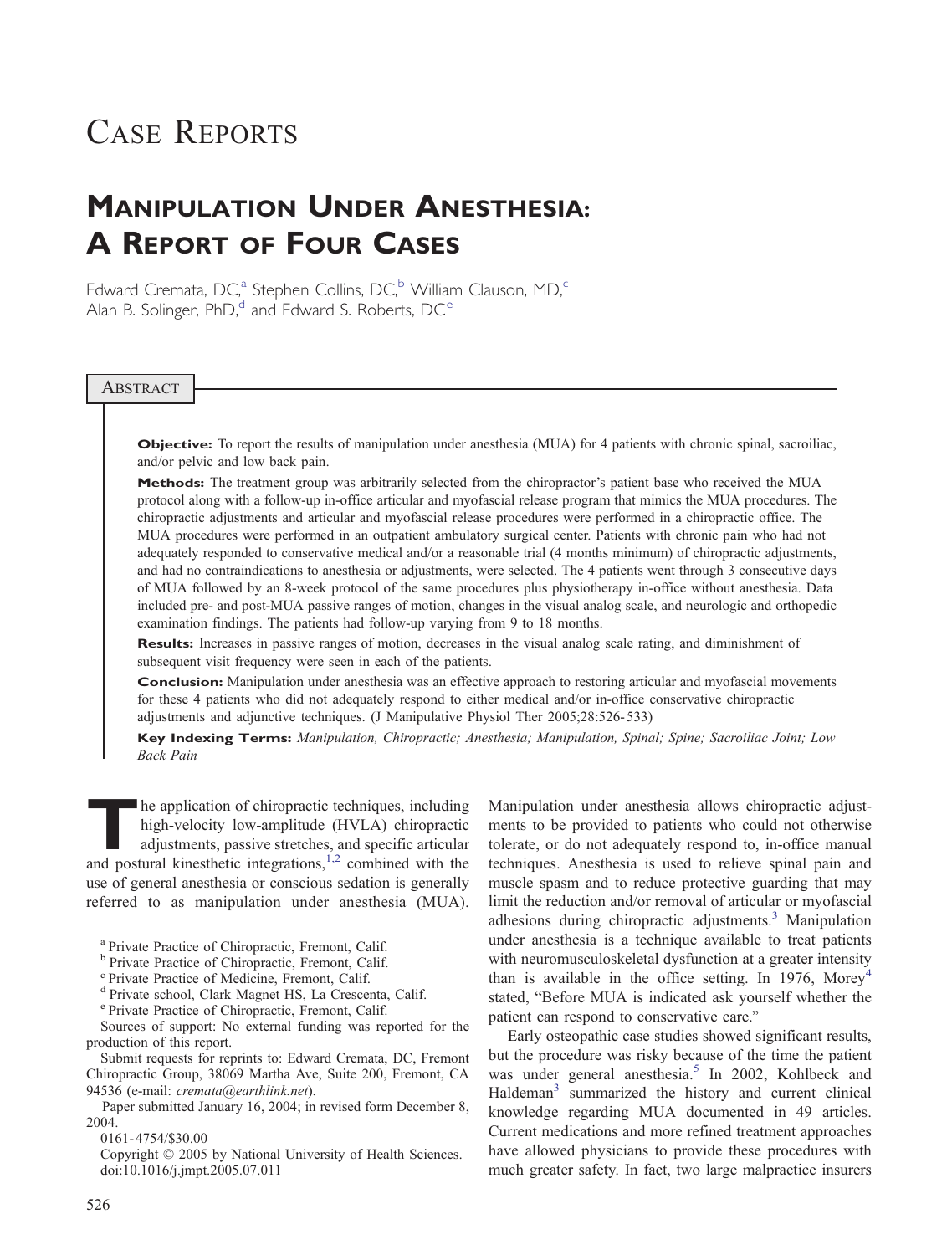# Case Reports

## Manipulation Under Anesthesia: A Report of Four Cases

Edward Cremata, DC,[a] Stephen Collins, DC,[b] William Clauson, MD,[c] Alan B. Solinger, PhD,[d] and Edward S. Roberts, DC[e]

### Abstract

**Objective:** To report the results of manipulation under anesthesia (MUA) for 4 patients with chronic spinal, sacroiliac, and/or pelvic and low back pain.

**Methods:** The treatment group was arbitrarily selected from the chiropractor's patient base who received the MUA protocol along with a follow-up in-office articular and myofascial release program that mimics the MUA procedures. The chiropractic adjustments and articular and myofascial release procedures were performed in a chiropractic office. The MUA procedures were performed in an outpatient ambulatory surgical center. Patients with chronic pain who had not adequately responded to conservative medical and/or a reasonable trial (4 months minimum) of chiropractic adjustments, and had no contraindications to anesthesia or adjustments, were selected. The 4 patients went through 3 consecutive days of MUA followed by an 8-week protocol of the same procedures plus physiotherapy in-office without anesthesia. Data included pre- and post-MUA passive ranges of motion, changes in the visual analog scale, and neurologic and orthopedic examination findings. The patients had follow-up varying from 9 to 18 months.

**Results:** Increases in passive ranges of motion, decreases in the visual analog scale rating, and diminishment of subsequent visit frequency were seen in each of the patients.

**Conclusion:** Manipulation under anesthesia was an effective approach to restoring articular and myofascial movements for these 4 patients who did not adequately respond to either medical and/or in-office conservative chiropractic adjustments and adjunctive techniques. (J Manipulative Physiol Ther 2005;28:526-533)

**Key Indexing Terms:** *Manipulation, Chiropractic; Anesthesia; Manipulation, Spinal; Spine; Sacroiliac Joint; Low Back Pain*

The application of chiropractic techniques, including high-velocity low-amplitude (HVLA) chiropractic adjustments, passive stretches, and specific articular and postural kinesthetic integrations,[1,2] combined with the use of general anesthesia or conscious sedation is generally referred to as manipulation under anesthesia (MUA). Manipulation under anesthesia allows chiropractic adjustments to be provided to patients who could not otherwise tolerate, or do not adequately respond to, in-office manual techniques. Anesthesia is used to relieve spinal pain and muscle spasm and to reduce protective guarding that may limit the reduction and/or removal of articular or myofascial adhesions during chiropractic adjustments.[3] Manipulation under anesthesia is a technique available to treat patients with neuromusculoskeletal dysfunction at a greater intensity than is available in the office setting. In 1976, Morey[4] stated, "Before MUA is indicated ask yourself whether the patient can respond to conservative care."

Early osteopathic case studies showed significant results, but the procedure was risky because of the time the patient was under general anesthesia.[5] In 2002, Kohlbeck and Haldeman[3] summarized the history and current clinical knowledge regarding MUA documented in 49 articles. Current medications and more refined treatment approaches have allowed physicians to provide these procedures with much greater safety. In fact, two large malpractice insurers

---

[a] Private Practice of Chiropractic, Fremont, Calif.

[b] Private Practice of Chiropractic, Fremont, Calif.

[c] Private Practice of Medicine, Fremont, Calif.

[d] Private school, Clark Magnet HS, La Crescenta, Calif.

[e] Private Practice of Chiropractic, Fremont, Calif.

Sources of support: No external funding was reported for the production of this report.

Submit requests for reprints to: Edward Cremata, DC, Fremont Chiropractic Group, 38069 Martha Ave, Suite 200, Fremont, CA 94536 (e-mail: *cremata@earthlink.net*).

Paper submitted January 16, 2004; in revised form December 8, 2004.

0161-4754/$30.00

Copyright © 2005 by National University of Health Sciences.

doi:10.1016/j.jmpt.2005.07.011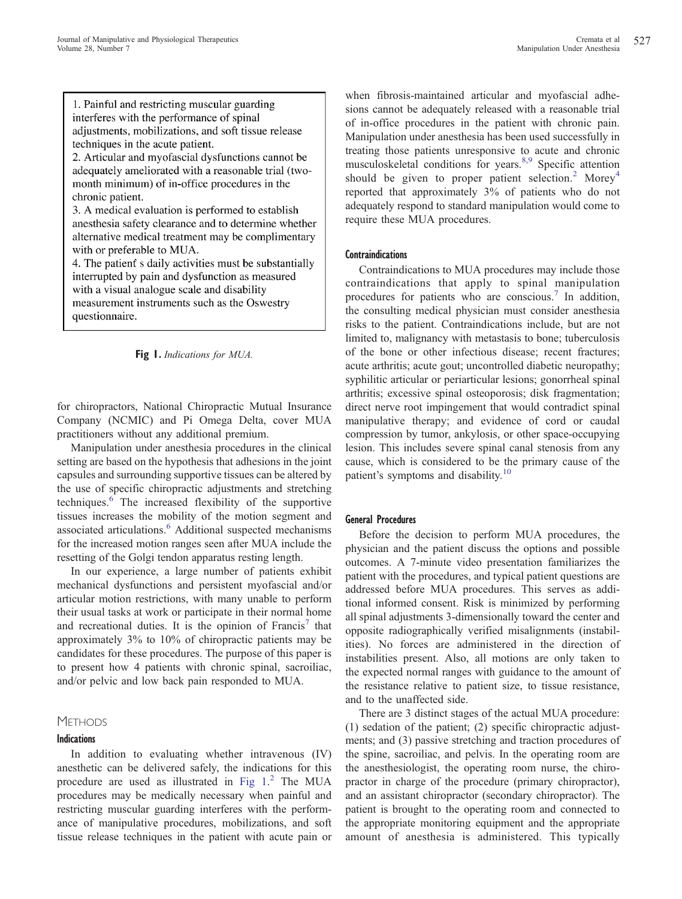1. Painful and restricting muscular guarding interferes with the performance of spinal adjustments, mobilizations, and soft tissue release techniques in the acute patient.
2. Articular and myofascial dysfunctions cannot be adequately ameliorated with a reasonable trial (two-month minimum) of in-office procedures in the chronic patient.
3. A medical evaluation is performed to establish anesthesia safety clearance and to determine whether alternative medical treatment may be complimentary with or preferable to MUA.
4. The patient s daily activities must be substantially interrupted by pain and dysfunction as measured with a visual analogue scale and disability measurement instruments such as the Oswestry questionnaire.

**Fig 1.** *Indications for MUA.*

for chiropractors, National Chiropractic Mutual Insurance Company (NCMIC) and Pi Omega Delta, cover MUA practitioners without any additional premium.

Manipulation under anesthesia procedures in the clinical setting are based on the hypothesis that adhesions in the joint capsules and surrounding supportive tissues can be altered by the use of specific chiropractic adjustments and stretching techniques.[6] The increased flexibility of the supportive tissues increases the mobility of the motion segment and associated articulations.[6] Additional suspected mechanisms for the increased motion ranges seen after MUA include the resetting of the Golgi tendon apparatus resting length.

In our experience, a large number of patients exhibit mechanical dysfunctions and persistent myofascial and/or articular motion restrictions, with many unable to perform their usual tasks at work or participate in their normal home and recreational duties. It is the opinion of Francis[7] that approximately 3% to 10% of chiropractic patients may be candidates for these procedures. The purpose of this paper is to present how 4 patients with chronic spinal, sacroiliac, and/or pelvic and low back pain responded to MUA.

## Methods

### Indications

In addition to evaluating whether intravenous (IV) anesthetic can be delivered safely, the indications for this procedure are used as illustrated in Fig 1.[2] The MUA procedures may be medically necessary when painful and restricting muscular guarding interferes with the performance of manipulative procedures, mobilizations, and soft tissue release techniques in the patient with acute pain or when fibrosis-maintained articular and myofascial adhesions cannot be adequately released with a reasonable trial of in-office procedures in the patient with chronic pain. Manipulation under anesthesia has been used successfully in treating those patients unresponsive to acute and chronic musculoskeletal conditions for years.[8,9] Specific attention should be given to proper patient selection.[2] Morey[4] reported that approximately 3% of patients who do not adequately respond to standard manipulation would come to require these MUA procedures.

### Contraindications

Contraindications to MUA procedures may include those contraindications that apply to spinal manipulation procedures for patients who are conscious.[7] In addition, the consulting medical physician must consider anesthesia risks to the patient. Contraindications include, but are not limited to, malignancy with metastasis to bone; tuberculosis of the bone or other infectious disease; recent fractures; acute arthritis; acute gout; uncontrolled diabetic neuropathy; syphilitic articular or periarticular lesions; gonorrheal spinal arthritis; excessive spinal osteoporosis; disk fragmentation; direct nerve root impingement that would contradict spinal manipulative therapy; and evidence of cord or caudal compression by tumor, ankylosis, or other space-occupying lesion. This includes severe spinal canal stenosis from any cause, which is considered to be the primary cause of the patient's symptoms and disability.[10]

### General Procedures

Before the decision to perform MUA procedures, the physician and the patient discuss the options and possible outcomes. A 7-minute video presentation familiarizes the patient with the procedures, and typical patient questions are addressed before MUA procedures. This serves as additional informed consent. Risk is minimized by performing all spinal adjustments 3-dimensionally toward the center and opposite radiographically verified misalignments (instabilities). No forces are administered in the direction of instabilities present. Also, all motions are only taken to the expected normal ranges with guidance to the amount of the resistance relative to patient size, to tissue resistance, and to the unaffected side.

There are 3 distinct stages of the actual MUA procedure: (1) sedation of the patient; (2) specific chiropractic adjustments; and (3) passive stretching and traction procedures of the spine, sacroiliac, and pelvis. In the operating room are the anesthesiologist, the operating room nurse, the chiropractor in charge of the procedure (primary chiropractor), and an assistant chiropractor (secondary chiropractor). The patient is brought to the operating room and connected to the appropriate monitoring equipment and the appropriate amount of anesthesia is administered. This typically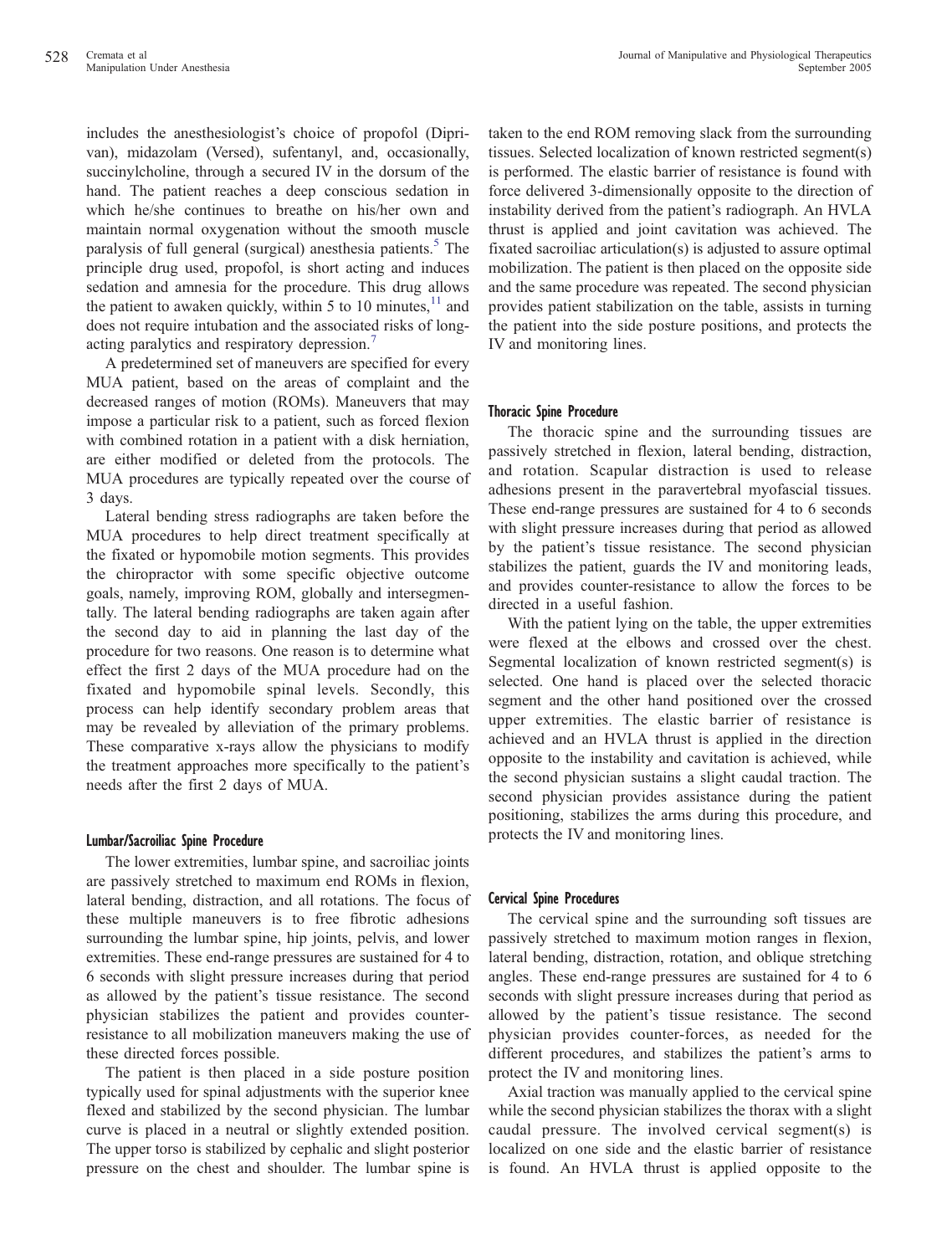includes the anesthesiologist's choice of propofol (Diprivan), midazolam (Versed), sufentanyl, and, occasionally, succinylcholine, through a secured IV in the dorsum of the hand. The patient reaches a deep conscious sedation in which he/she continues to breathe on his/her own and maintain normal oxygenation without the smooth muscle paralysis of full general (surgical) anesthesia patients.[5] The principle drug used, propofol, is short acting and induces sedation and amnesia for the procedure. This drug allows the patient to awaken quickly, within 5 to 10 minutes,[11] and does not require intubation and the associated risks of long-acting paralytics and respiratory depression.[7]

A predetermined set of maneuvers are specified for every MUA patient, based on the areas of complaint and the decreased ranges of motion (ROMs). Maneuvers that may impose a particular risk to a patient, such as forced flexion with combined rotation in a patient with a disk herniation, are either modified or deleted from the protocols. The MUA procedures are typically repeated over the course of 3 days.

Lateral bending stress radiographs are taken before the MUA procedures to help direct treatment specifically at the fixated or hypomobile motion segments. This provides the chiropractor with some specific objective outcome goals, namely, improving ROM, globally and intersegmentally. The lateral bending radiographs are taken again after the second day to aid in planning the last day of the procedure for two reasons. One reason is to determine what effect the first 2 days of the MUA procedure had on the fixated and hypomobile spinal levels. Secondly, this process can help identify secondary problem areas that may be revealed by alleviation of the primary problems. These comparative x-rays allow the physicians to modify the treatment approaches more specifically to the patient's needs after the first 2 days of MUA.

### Lumbar/Sacroiliac Spine Procedure

The lower extremities, lumbar spine, and sacroiliac joints are passively stretched to maximum end ROMs in flexion, lateral bending, distraction, and all rotations. The focus of these multiple maneuvers is to free fibrotic adhesions surrounding the lumbar spine, hip joints, pelvis, and lower extremities. These end-range pressures are sustained for 4 to 6 seconds with slight pressure increases during that period as allowed by the patient's tissue resistance. The second physician stabilizes the patient and provides counter-resistance to all mobilization maneuvers making the use of these directed forces possible.

The patient is then placed in a side posture position typically used for spinal adjustments with the superior knee flexed and stabilized by the second physician. The lumbar curve is placed in a neutral or slightly extended position. The upper torso is stabilized by cephalic and slight posterior pressure on the chest and shoulder. The lumbar spine is taken to the end ROM removing slack from the surrounding tissues. Selected localization of known restricted segment(s) is performed. The elastic barrier of resistance is found with force delivered 3-dimensionally opposite to the direction of instability derived from the patient's radiograph. An HVLA thrust is applied and joint cavitation was achieved. The fixated sacroiliac articulation(s) is adjusted to assure optimal mobilization. The patient is then placed on the opposite side and the same procedure was repeated. The second physician provides patient stabilization on the table, assists in turning the patient into the side posture positions, and protects the IV and monitoring lines.

### Thoracic Spine Procedure

The thoracic spine and the surrounding tissues are passively stretched in flexion, lateral bending, distraction, and rotation. Scapular distraction is used to release adhesions present in the paravertebral myofascial tissues. These end-range pressures are sustained for 4 to 6 seconds with slight pressure increases during that period as allowed by the patient's tissue resistance. The second physician stabilizes the patient, guards the IV and monitoring leads, and provides counter-resistance to allow the forces to be directed in a useful fashion.

With the patient lying on the table, the upper extremities were flexed at the elbows and crossed over the chest. Segmental localization of known restricted segment(s) is selected. One hand is placed over the selected thoracic segment and the other hand positioned over the crossed upper extremities. The elastic barrier of resistance is achieved and an HVLA thrust is applied in the direction opposite to the instability and cavitation is achieved, while the second physician sustains a slight caudal traction. The second physician provides assistance during the patient positioning, stabilizes the arms during this procedure, and protects the IV and monitoring lines.

### Cervical Spine Procedures

The cervical spine and the surrounding soft tissues are passively stretched to maximum motion ranges in flexion, lateral bending, distraction, rotation, and oblique stretching angles. These end-range pressures are sustained for 4 to 6 seconds with slight pressure increases during that period as allowed by the patient's tissue resistance. The second physician provides counter-forces, as needed for the different procedures, and stabilizes the patient's arms to protect the IV and monitoring lines.

Axial traction was manually applied to the cervical spine while the second physician stabilizes the thorax with a slight caudal pressure. The involved cervical segment(s) is localized on one side and the elastic barrier of resistance is found. An HVLA thrust is applied opposite to the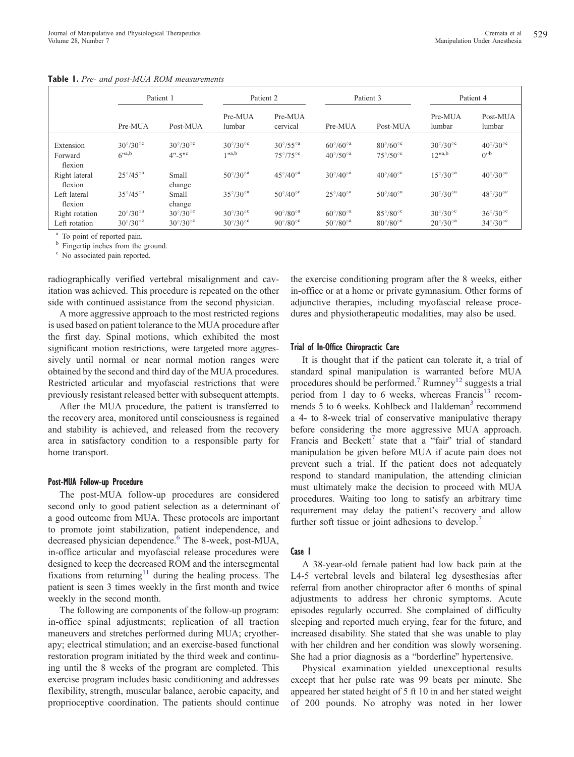**Table 1.** *Pre- and post-MUA ROM measurements*

| | Patient 1 | | Patient 2 | | Patient 3 | | Patient 4 | |
|---|---|---|---|---|---|---|---|---|
| | Pre-MUA | Post-MUA | Pre-MUA lumbar | Pre-MUA cervical | Pre-MUA | Post-MUA | Pre-MUA lumbar | Post-MUA lumbar |
| Extension | 30°/30°[c] | 30°/30°[c] | 30°/30°[c] | 30°/55°[a] | 60°/60°[a] | 80°/60°[c] | 30°/30°[c] | 40°/30°[c] |
| Forward flexion | 6"[a,b] | 4"-5"[c] | 1"[a,b] | 75°/75°[c] | 40°/50°[a] | 75°/50°[c] | 12"[a,b] | 0"[b] |
| Right lateral flexion | 25°/45°[a] | Small change | 50°/30°[a] | 45°/40°[a] | 30°/40°[a] | 40°/40°[c] | 15°/30°[a] | 40°/30°[c] |
| Left lateral flexion | 35°/45°[a] | Small change | 35°/30°[a] | 50°/40°[c] | 25°/40°[a] | 50°/40°[a] | 30°/30°[a] | 48°/30°[c] |
| Right rotation | 20°/30°[a] | 30°/30°[c] | 30°/30°[c] | 90°/80°[a] | 60°/80°[a] | 85°/80°[c] | 30°/30°[c] | 36°/30°[c] |
| Left rotation | 30°/30°[c] | 30°/30°[c] | 30°/30°[c] | 90°/80°[c] | 50°/80°[a] | 80°/80°[c] | 20°/30°[a] | 34°/30°[c] |

[a] To point of reported pain.
[b] Fingertip inches from the ground.
[c] No associated pain reported.

radiographically verified vertebral misalignment and cavitation was achieved. This procedure is repeated on the other side with continued assistance from the second physician.

A more aggressive approach to the most restricted regions is used based on patient tolerance to the MUA procedure after the first day. Spinal motions, which exhibited the most significant motion restrictions, were targeted more aggressively until normal or near normal motion ranges were obtained by the second and third day of the MUA procedures. Restricted articular and myofascial restrictions that were previously resistant released better with subsequent attempts.

After the MUA procedure, the patient is transferred to the recovery area, monitored until consciousness is regained and stability is achieved, and released from the recovery area in satisfactory condition to a responsible party for home transport.

### Post-MUA Follow-up Procedure

The post-MUA follow-up procedures are considered second only to good patient selection as a determinant of a good outcome from MUA. These protocols are important to promote joint stabilization, patient independence, and decreased physician dependence.[6] The 8-week, post-MUA, in-office articular and myofascial release procedures were designed to keep the decreased ROM and the intersegmental fixations from returning[11] during the healing process. The patient is seen 3 times weekly in the first month and twice weekly in the second month.

The following are components of the follow-up program: in-office spinal adjustments; replication of all traction maneuvers and stretches performed during MUA; cryotherapy; electrical stimulation; and an exercise-based functional restoration program initiated by the third week and continuing until the 8 weeks of the program are completed. This exercise program includes basic conditioning and addresses flexibility, strength, muscular balance, aerobic capacity, and proprioceptive coordination. The patients should continue the exercise conditioning program after the 8 weeks, either in-office or at a home or private gymnasium. Other forms of adjunctive therapies, including myofascial release procedures and physiotherapeutic modalities, may also be used.

### Trial of In-Office Chiropractic Care

It is thought that if the patient can tolerate it, a trial of standard spinal manipulation is warranted before MUA procedures should be performed.[7] Rumney[12] suggests a trial period from 1 day to 6 weeks, whereas Francis[13] recommends 5 to 6 weeks. Kohlbeck and Haldeman[3] recommend a 4- to 8-week trial of conservative manipulative therapy before considering the more aggressive MUA approach. Francis and Beckett[7] state that a "fair" trial of standard manipulation be given before MUA if acute pain does not prevent such a trial. If the patient does not adequately respond to standard manipulation, the attending clinician must ultimately make the decision to proceed with MUA procedures. Waiting too long to satisfy an arbitrary time requirement may delay the patient's recovery and allow further soft tissue or joint adhesions to develop.[7]

### Case 1

A 38-year-old female patient had low back pain at the L4-5 vertebral levels and bilateral leg dysesthesias after referral from another chiropractor after 6 months of spinal adjustments to address her chronic symptoms. Acute episodes regularly occurred. She complained of difficulty sleeping and reported much crying, fear for the future, and increased disability. She stated that she was unable to play with her children and her condition was slowly worsening. She had a prior diagnosis as a "borderline" hypertensive.

Physical examination yielded unexceptional results except that her pulse rate was 99 beats per minute. She appeared her stated height of 5 ft 10 in and her stated weight of 200 pounds. No atrophy was noted in her lower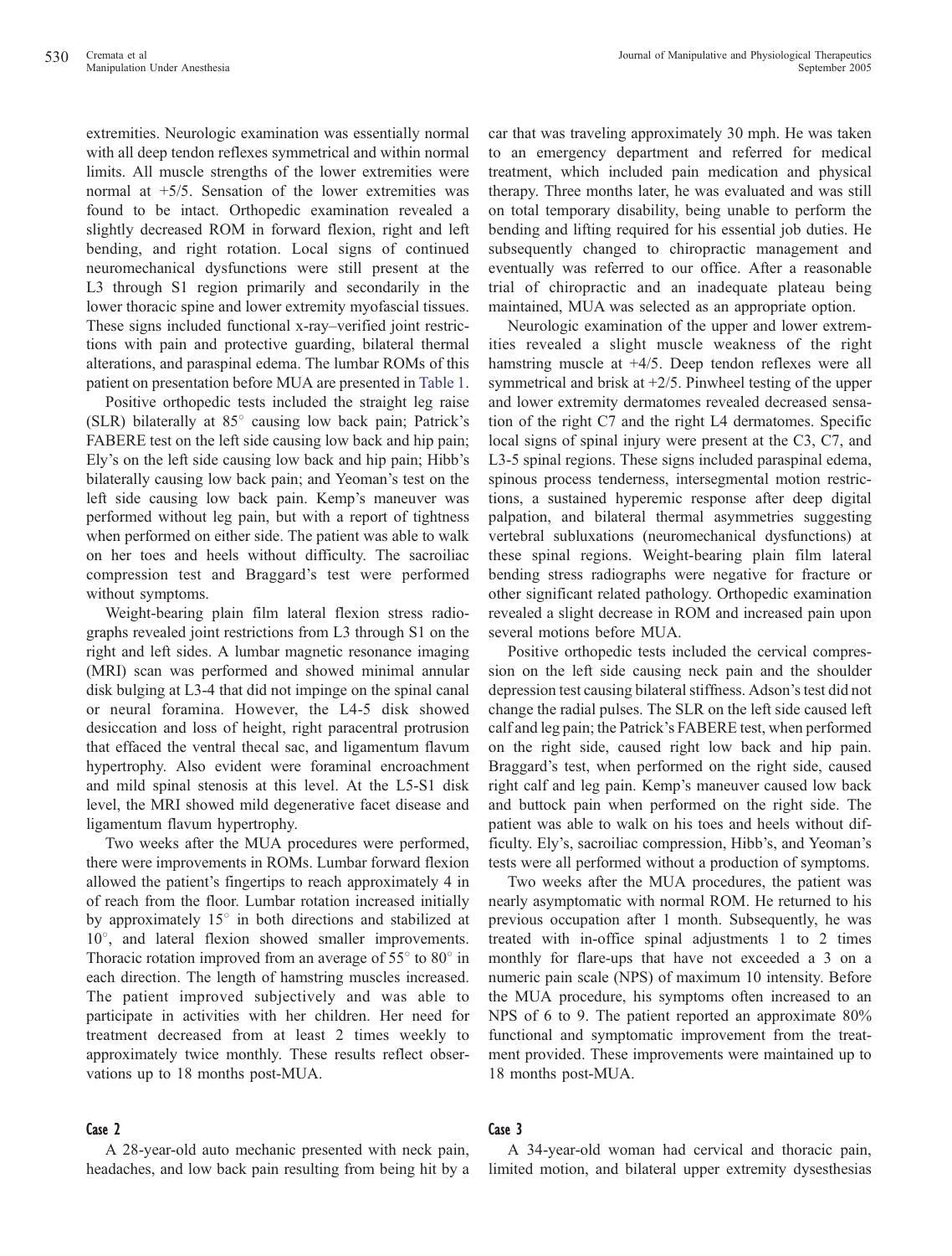extremities. Neurologic examination was essentially normal with all deep tendon reflexes symmetrical and within normal limits. All muscle strengths of the lower extremities were normal at +5/5. Sensation of the lower extremities was found to be intact. Orthopedic examination revealed a slightly decreased ROM in forward flexion, right and left bending, and right rotation. Local signs of continued neuromechanical dysfunctions were still present at the L3 through S1 region primarily and secondarily in the lower thoracic spine and lower extremity myofascial tissues. These signs included functional x-ray–verified joint restrictions with pain and protective guarding, bilateral thermal alterations, and paraspinal edema. The lumbar ROMs of this patient on presentation before MUA are presented in Table 1.

Positive orthopedic tests included the straight leg raise (SLR) bilaterally at 85° causing low back pain; Patrick's FABERE test on the left side causing low back and hip pain; Ely's on the left side causing low back and hip pain; Hibb's bilaterally causing low back pain; and Yeoman's test on the left side causing low back pain. Kemp's maneuver was performed without leg pain, but with a report of tightness when performed on either side. The patient was able to walk on her toes and heels without difficulty. The sacroiliac compression test and Braggard's test were performed without symptoms.

Weight-bearing plain film lateral flexion stress radiographs revealed joint restrictions from L3 through S1 on the right and left sides. A lumbar magnetic resonance imaging (MRI) scan was performed and showed minimal annular disk bulging at L3-4 that did not impinge on the spinal canal or neural foramina. However, the L4-5 disk showed desiccation and loss of height, right paracentral protrusion that effaced the ventral thecal sac, and ligamentum flavum hypertrophy. Also evident were foraminal encroachment and mild spinal stenosis at this level. At the L5-S1 disk level, the MRI showed mild degenerative facet disease and ligamentum flavum hypertrophy.

Two weeks after the MUA procedures were performed, there were improvements in ROMs. Lumbar forward flexion allowed the patient's fingertips to reach approximately 4 in of reach from the floor. Lumbar rotation increased initially by approximately 15° in both directions and stabilized at 10°, and lateral flexion showed smaller improvements. Thoracic rotation improved from an average of 55° to 80° in each direction. The length of hamstring muscles increased. The patient improved subjectively and was able to participate in activities with her children. Her need for treatment decreased from at least 2 times weekly to approximately twice monthly. These results reflect observations up to 18 months post-MUA.

### Case 2

A 28-year-old auto mechanic presented with neck pain, headaches, and low back pain resulting from being hit by a car that was traveling approximately 30 mph. He was taken to an emergency department and referred for medical treatment, which included pain medication and physical therapy. Three months later, he was evaluated and was still on total temporary disability, being unable to perform the bending and lifting required for his essential job duties. He subsequently changed to chiropractic management and eventually was referred to our office. After a reasonable trial of chiropractic and an inadequate plateau being maintained, MUA was selected as an appropriate option.

Neurologic examination of the upper and lower extremities revealed a slight muscle weakness of the right hamstring muscle at +4/5. Deep tendon reflexes were all symmetrical and brisk at +2/5. Pinwheel testing of the upper and lower extremity dermatomes revealed decreased sensation of the right C7 and the right L4 dermatomes. Specific local signs of spinal injury were present at the C3, C7, and L3-5 spinal regions. These signs included paraspinal edema, spinous process tenderness, intersegmental motion restrictions, a sustained hyperemic response after deep digital palpation, and bilateral thermal asymmetries suggesting vertebral subluxations (neuromechanical dysfunctions) at these spinal regions. Weight-bearing plain film lateral bending stress radiographs were negative for fracture or other significant related pathology. Orthopedic examination revealed a slight decrease in ROM and increased pain upon several motions before MUA.

Positive orthopedic tests included the cervical compression on the left side causing neck pain and the shoulder depression test causing bilateral stiffness. Adson's test did not change the radial pulses. The SLR on the left side caused left calf and leg pain; the Patrick's FABERE test, when performed on the right side, caused right low back and hip pain. Braggard's test, when performed on the right side, caused right calf and leg pain. Kemp's maneuver caused low back and buttock pain when performed on the right side. The patient was able to walk on his toes and heels without difficulty. Ely's, sacroiliac compression, Hibb's, and Yeoman's tests were all performed without a production of symptoms.

Two weeks after the MUA procedures, the patient was nearly asymptomatic with normal ROM. He returned to his previous occupation after 1 month. Subsequently, he was treated with in-office spinal adjustments 1 to 2 times monthly for flare-ups that have not exceeded a 3 on a numeric pain scale (NPS) of maximum 10 intensity. Before the MUA procedure, his symptoms often increased to an NPS of 6 to 9. The patient reported an approximate 80% functional and symptomatic improvement from the treatment provided. These improvements were maintained up to 18 months post-MUA.

### Case 3

A 34-year-old woman had cervical and thoracic pain, limited motion, and bilateral upper extremity dysesthesias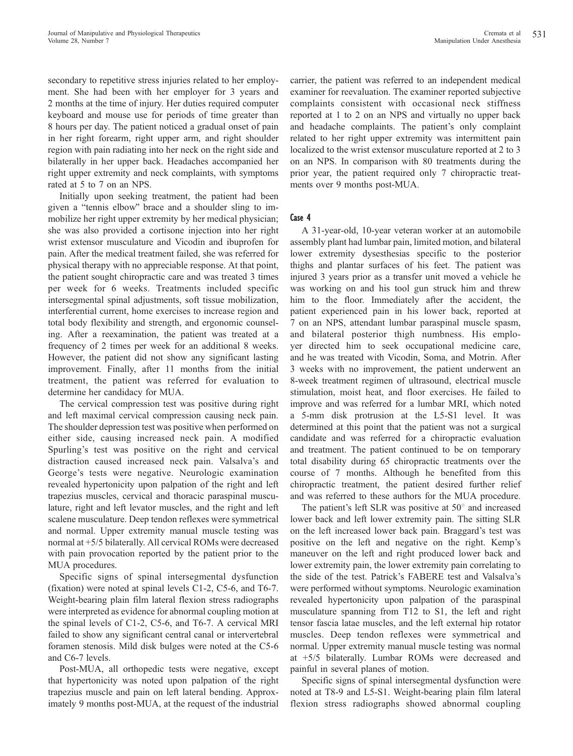secondary to repetitive stress injuries related to her employment. She had been with her employer for 3 years and 2 months at the time of injury. Her duties required computer keyboard and mouse use for periods of time greater than 8 hours per day. The patient noticed a gradual onset of pain in her right forearm, right upper arm, and right shoulder region with pain radiating into her neck on the right side and bilaterally in her upper back. Headaches accompanied her right upper extremity and neck complaints, with symptoms rated at 5 to 7 on an NPS.

Initially upon seeking treatment, the patient had been given a "tennis elbow" brace and a shoulder sling to immobilize her right upper extremity by her medical physician; she was also provided a cortisone injection into her right wrist extensor musculature and Vicodin and ibuprofen for pain. After the medical treatment failed, she was referred for physical therapy with no appreciable response. At that point, the patient sought chiropractic care and was treated 3 times per week for 6 weeks. Treatments included specific intersegmental spinal adjustments, soft tissue mobilization, interferential current, home exercises to increase region and total body flexibility and strength, and ergonomic counseling. After a reexamination, the patient was treated at a frequency of 2 times per week for an additional 8 weeks. However, the patient did not show any significant lasting improvement. Finally, after 11 months from the initial treatment, the patient was referred for evaluation to determine her candidacy for MUA.

The cervical compression test was positive during right and left maximal cervical compression causing neck pain. The shoulder depression test was positive when performed on either side, causing increased neck pain. A modified Spurling's test was positive on the right and cervical distraction caused increased neck pain. Valsalva's and George's tests were negative. Neurologic examination revealed hypertonicity upon palpation of the right and left trapezius muscles, cervical and thoracic paraspinal musculature, right and left levator muscles, and the right and left scalene musculature. Deep tendon reflexes were symmetrical and normal. Upper extremity manual muscle testing was normal at +5/5 bilaterally. All cervical ROMs were decreased with pain provocation reported by the patient prior to the MUA procedures.

Specific signs of spinal intersegmental dysfunction (fixation) were noted at spinal levels C1-2, C5-6, and T6-7. Weight-bearing plain film lateral flexion stress radiographs were interpreted as evidence for abnormal coupling motion at the spinal levels of C1-2, C5-6, and T6-7. A cervical MRI failed to show any significant central canal or intervertebral foramen stenosis. Mild disk bulges were noted at the C5-6 and C6-7 levels.

Post-MUA, all orthopedic tests were negative, except that hypertonicity was noted upon palpation of the right trapezius muscle and pain on left lateral bending. Approximately 9 months post-MUA, at the request of the industrial carrier, the patient was referred to an independent medical examiner for reevaluation. The examiner reported subjective complaints consistent with occasional neck stiffness reported at 1 to 2 on an NPS and virtually no upper back and headache complaints. The patient's only complaint related to her right upper extremity was intermittent pain localized to the wrist extensor musculature reported at 2 to 3 on an NPS. In comparison with 80 treatments during the prior year, the patient required only 7 chiropractic treatments over 9 months post-MUA.

### Case 4

A 31-year-old, 10-year veteran worker at an automobile assembly plant had lumbar pain, limited motion, and bilateral lower extremity dysesthesias specific to the posterior thighs and plantar surfaces of his feet. The patient was injured 3 years prior as a transfer unit moved a vehicle he was working on and his tool gun struck him and threw him to the floor. Immediately after the accident, the patient experienced pain in his lower back, reported at 7 on an NPS, attendant lumbar paraspinal muscle spasm, and bilateral posterior thigh numbness. His employer directed him to seek occupational medicine care, and he was treated with Vicodin, Soma, and Motrin. After 3 weeks with no improvement, the patient underwent an 8-week treatment regimen of ultrasound, electrical muscle stimulation, moist heat, and floor exercises. He failed to improve and was referred for a lumbar MRI, which noted a 5-mm disk protrusion at the L5-S1 level. It was determined at this point that the patient was not a surgical candidate and was referred for a chiropractic evaluation and treatment. The patient continued to be on temporary total disability during 65 chiropractic treatments over the course of 7 months. Although he benefited from this chiropractic treatment, the patient desired further relief and was referred to these authors for the MUA procedure.

The patient's left SLR was positive at 50° and increased lower back and left lower extremity pain. The sitting SLR on the left increased lower back pain. Braggard's test was positive on the left and negative on the right. Kemp's maneuver on the left and right produced lower back and lower extremity pain, the lower extremity pain correlating to the side of the test. Patrick's FABERE test and Valsalva's were performed without symptoms. Neurologic examination revealed hypertonicity upon palpation of the paraspinal musculature spanning from T12 to S1, the left and right tensor fascia latae muscles, and the left external hip rotator muscles. Deep tendon reflexes were symmetrical and normal. Upper extremity manual muscle testing was normal at +5/5 bilaterally. Lumbar ROMs were decreased and painful in several planes of motion.

Specific signs of spinal intersegmental dysfunction were noted at T8-9 and L5-S1. Weight-bearing plain film lateral flexion stress radiographs showed abnormal coupling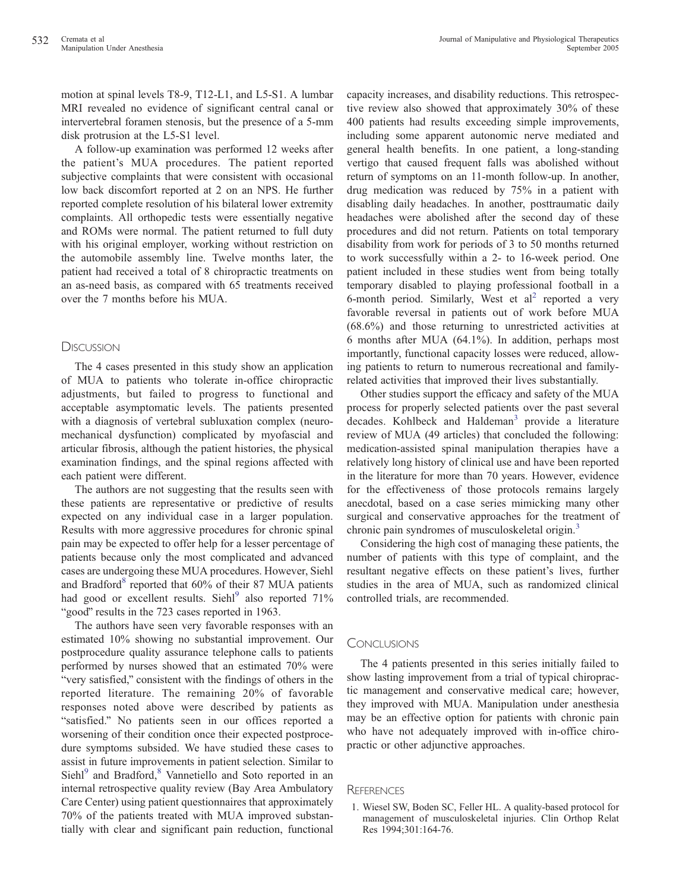motion at spinal levels T8-9, T12-L1, and L5-S1. A lumbar MRI revealed no evidence of significant central canal or intervertebral foramen stenosis, but the presence of a 5-mm disk protrusion at the L5-S1 level.

A follow-up examination was performed 12 weeks after the patient's MUA procedures. The patient reported subjective complaints that were consistent with occasional low back discomfort reported at 2 on an NPS. He further reported complete resolution of his bilateral lower extremity complaints. All orthopedic tests were essentially negative and ROMs were normal. The patient returned to full duty with his original employer, working without restriction on the automobile assembly line. Twelve months later, the patient had received a total of 8 chiropractic treatments on an as-need basis, as compared with 65 treatments received over the 7 months before his MUA.

## Discussion

The 4 cases presented in this study show an application of MUA to patients who tolerate in-office chiropractic adjustments, but failed to progress to functional and acceptable asymptomatic levels. The patients presented with a diagnosis of vertebral subluxation complex (neuromechanical dysfunction) complicated by myofascial and articular fibrosis, although the patient histories, the physical examination findings, and the spinal regions affected with each patient were different.

The authors are not suggesting that the results seen with these patients are representative or predictive of results expected on any individual case in a larger population. Results with more aggressive procedures for chronic spinal pain may be expected to offer help for a lesser percentage of patients because only the most complicated and advanced cases are undergoing these MUA procedures. However, Siehl and Bradford[8] reported that 60% of their 87 MUA patients had good or excellent results. Siehl[9] also reported 71% "good" results in the 723 cases reported in 1963.

The authors have seen very favorable responses with an estimated 10% showing no substantial improvement. Our postprocedure quality assurance telephone calls to patients performed by nurses showed that an estimated 70% were "very satisfied," consistent with the findings of others in the reported literature. The remaining 20% of favorable responses noted above were described by patients as "satisfied." No patients seen in our offices reported a worsening of their condition once their expected postprocedure symptoms subsided. We have studied these cases to assist in future improvements in patient selection. Similar to Siehl[9] and Bradford,[8] Vannetiello and Soto reported in an internal retrospective quality review (Bay Area Ambulatory Care Center) using patient questionnaires that approximately 70% of the patients treated with MUA improved substantially with clear and significant pain reduction, functional capacity increases, and disability reductions. This retrospective review also showed that approximately 30% of these 400 patients had results exceeding simple improvements, including some apparent autonomic nerve mediated and general health benefits. In one patient, a long-standing vertigo that caused frequent falls was abolished without return of symptoms on an 11-month follow-up. In another, drug medication was reduced by 75% in a patient with disabling daily headaches. In another, posttraumatic daily headaches were abolished after the second day of these procedures and did not return. Patients on total temporary disability from work for periods of 3 to 50 months returned to work successfully within a 2- to 16-week period. One patient included in these studies went from being totally temporary disabled to playing professional football in a 6-month period. Similarly, West et al[2] reported a very favorable reversal in patients out of work before MUA (68.6%) and those returning to unrestricted activities at 6 months after MUA (64.1%). In addition, perhaps most importantly, functional capacity losses were reduced, allowing patients to return to numerous recreational and family-related activities that improved their lives substantially.

Other studies support the efficacy and safety of the MUA process for properly selected patients over the past several decades. Kohlbeck and Haldeman[3] provide a literature review of MUA (49 articles) that concluded the following: medication-assisted spinal manipulation therapies have a relatively long history of clinical use and have been reported in the literature for more than 70 years. However, evidence for the effectiveness of those protocols remains largely anecdotal, based on a case series mimicking many other surgical and conservative approaches for the treatment of chronic pain syndromes of musculoskeletal origin.[3]

Considering the high cost of managing these patients, the number of patients with this type of complaint, and the resultant negative effects on these patient's lives, further studies in the area of MUA, such as randomized clinical controlled trials, are recommended.

## Conclusions

The 4 patients presented in this series initially failed to show lasting improvement from a trial of typical chiropractic management and conservative medical care; however, they improved with MUA. Manipulation under anesthesia may be an effective option for patients with chronic pain who have not adequately improved with in-office chiropractic or other adjunctive approaches.

## References

1. Wiesel SW, Boden SC, Feller HL. A quality-based protocol for management of musculoskeletal injuries. Clin Orthop Relat Res 1994;301:164-76.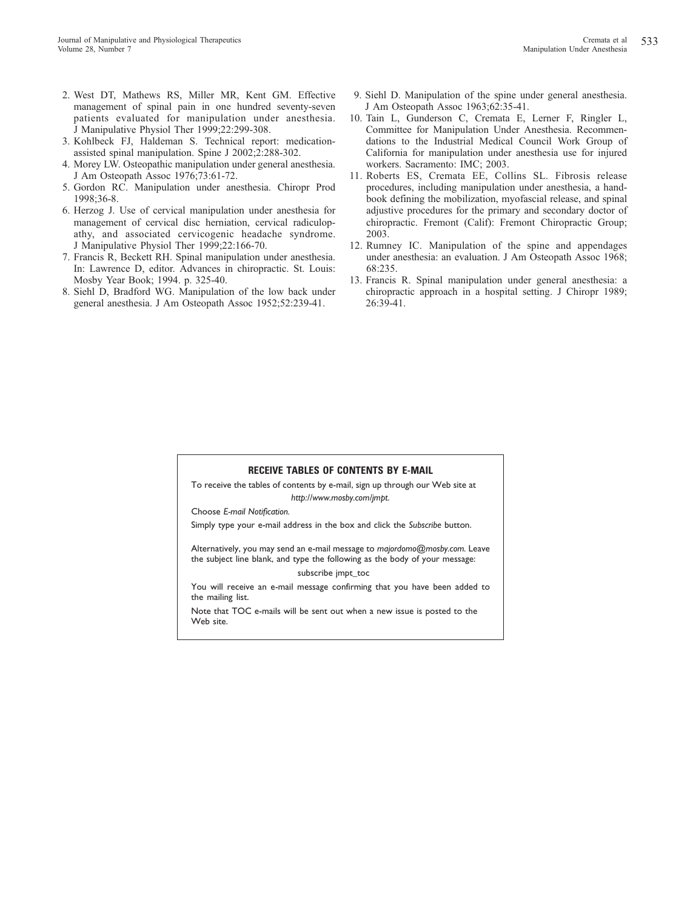2. West DT, Mathews RS, Miller MR, Kent GM. Effective management of spinal pain in one hundred seventy-seven patients evaluated for manipulation under anesthesia. J Manipulative Physiol Ther 1999;22:299-308.
3. Kohlbeck FJ, Haldeman S. Technical report: medication-assisted spinal manipulation. Spine J 2002;2:288-302.
4. Morey LW. Osteopathic manipulation under general anesthesia. J Am Osteopath Assoc 1976;73:61-72.
5. Gordon RC. Manipulation under anesthesia. Chiropr Prod 1998;36-8.
6. Herzog J. Use of cervical manipulation under anesthesia for management of cervical disc herniation, cervical radiculopathy, and associated cervicogenic headache syndrome. J Manipulative Physiol Ther 1999;22:166-70.
7. Francis R, Beckett RH. Spinal manipulation under anesthesia. In: Lawrence D, editor. Advances in chiropractic. St. Louis: Mosby Year Book; 1994. p. 325-40.
8. Siehl D, Bradford WG. Manipulation of the low back under general anesthesia. J Am Osteopath Assoc 1952;52:239-41.
9. Siehl D. Manipulation of the spine under general anesthesia. J Am Osteopath Assoc 1963;62:35-41.
10. Tain L, Gunderson C, Cremata E, Lerner F, Ringler L, Committee for Manipulation Under Anesthesia. Recommendations to the Industrial Medical Council Work Group of California for manipulation under anesthesia use for injured workers. Sacramento: IMC; 2003.
11. Roberts ES, Cremata EE, Collins SL. Fibrosis release procedures, including manipulation under anesthesia, a handbook defining the mobilization, myofascial release, and spinal adjustive procedures for the primary and secondary doctor of chiropractic. Fremont (Calif): Fremont Chiropractic Group; 2003.
12. Rumney IC. Manipulation of the spine and appendages under anesthesia: an evaluation. J Am Osteopath Assoc 1968; 68:235.
13. Francis R. Spinal manipulation under general anesthesia: a chiropractic approach in a hospital setting. J Chiropr 1989; 26:39-41.

**RECEIVE TABLES OF CONTENTS BY E-MAIL**

To receive the tables of contents by e-mail, sign up through our Web site at *http://www.mosby.com/jmpt.*

Choose *E-mail Notification.*

Simply type your e-mail address in the box and click the *Subscribe* button.

Alternatively, you may send an e-mail message to *majordomo@mosby.com.* Leave the subject line blank, and type the following as the body of your message:

subscribe jmpt_toc

You will receive an e-mail message confirming that you have been added to the mailing list.

Note that TOC e-mails will be sent out when a new issue is posted to the Web site.